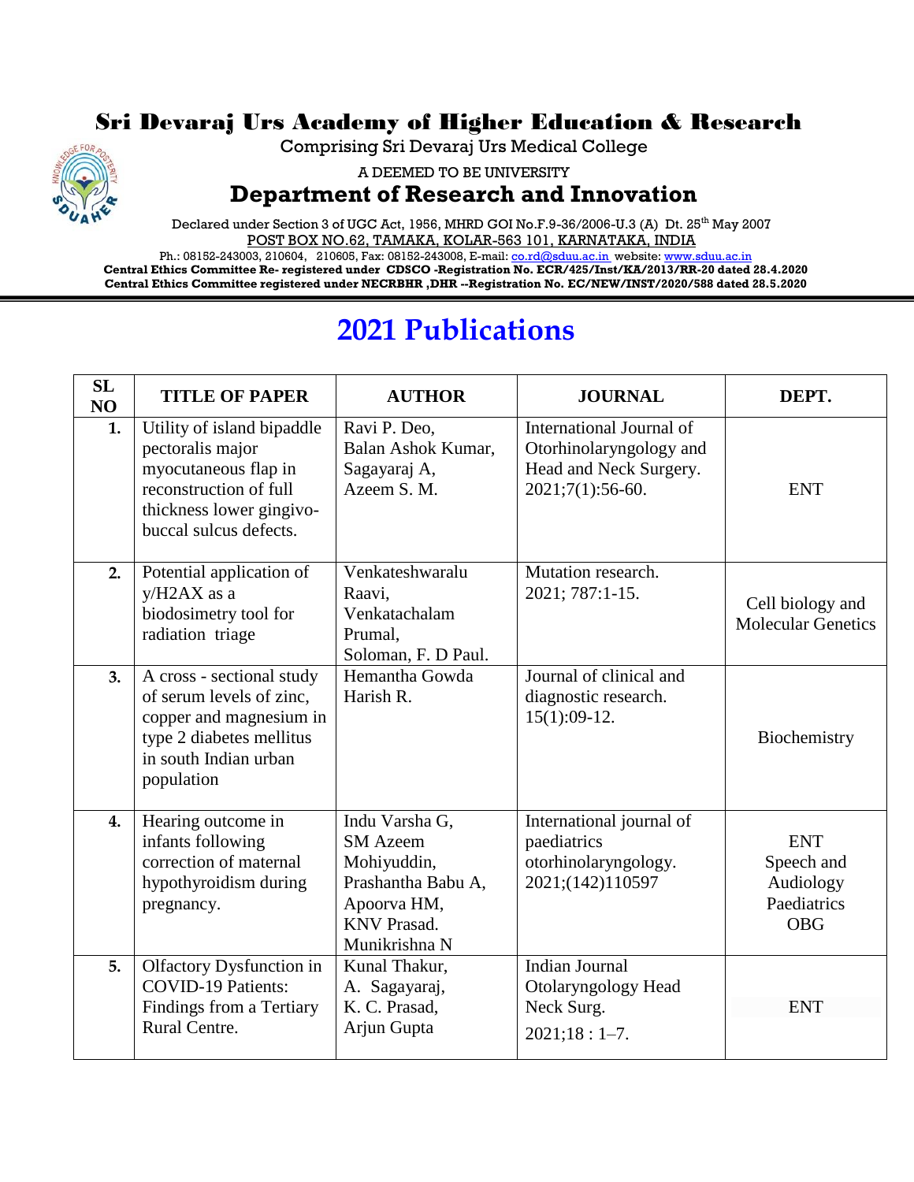# Sri Devaraj Urs Academy of Higher Education & Research

Comprising Sri Devaraj Urs Medical College

A DEEMED TO BE UNIVERSITY

## Department of Research and Innovation

Declared under Section 3 of UGC Act, 1956, MHRD GOI No.F.9-36/2006-U.3 (A) Dt. 25th May 2007

POST BOX NO.62, TAMAKA, KOLAR-563 101, KARNATAKA, INDIA

Ph.: 08152-243003, 210604, 210605, Fax: 08152-243008, E-mail: co.rd@sduu.ac.in website: www.sduu.ac.in

**Central Ethics Committee Re- registered under CDSCO -Registration No. ECR/425/Inst/KA/2013/RR-20 dated 28.4.2020**

**Central Ethics Committee registered under NECRBHR ,DHR --Registration No. EC/NEW/INST/2020/588 dated 28.5.2020**

# 2021 Publications

| SL NO | TITLE OF PAPER | AUTHOR | JOURNAL | DEPT. |
|---|---|---|---|---|
| **1.** | Utility of island bipaddle pectoralis major myocutaneous flap in reconstruction of full thickness lower gingivo-buccal sulcus defects. | Ravi P. Deo, Balan Ashok Kumar, Sagayaraj A, Azeem S. M. | International Journal of Otorhinolaryngology and Head and Neck Surgery. 2021;7(1):56-60. | ENT |
| **2.** | Potential application of y/H2AX as a biodosimetry tool for radiation triage | Venkateshwaralu Raavi, Venkatachalam Prumal, Soloman, F. D Paul. | Mutation research. 2021; 787:1-15. | Cell biology and Molecular Genetics |
| **3.** | A cross - sectional study of serum levels of zinc, copper and magnesium in type 2 diabetes mellitus in south Indian urban population | Hemantha Gowda Harish R. | Journal of clinical and diagnostic research. 15(1):09-12. | Biochemistry |
| **4.** | Hearing outcome in infants following correction of maternal hypothyroidism during pregnancy. | Indu Varsha G, SM Azeem Mohiyuddin, Prashantha Babu A, Apoorva HM, KNV Prasad. Munikrishna N | International journal of paediatrics otorhinolaryngology. 2021;(142)110597 | ENT Speech and Audiology Paediatrics OBG |
| **5.** | Olfactory Dysfunction in COVID-19 Patients: Findings from a Tertiary Rural Centre. | Kunal Thakur, A. Sagayaraj, K. C. Prasad, Arjun Gupta | Indian Journal Otolaryngology Head Neck Surg. 2021;18 : 1–7. | ENT |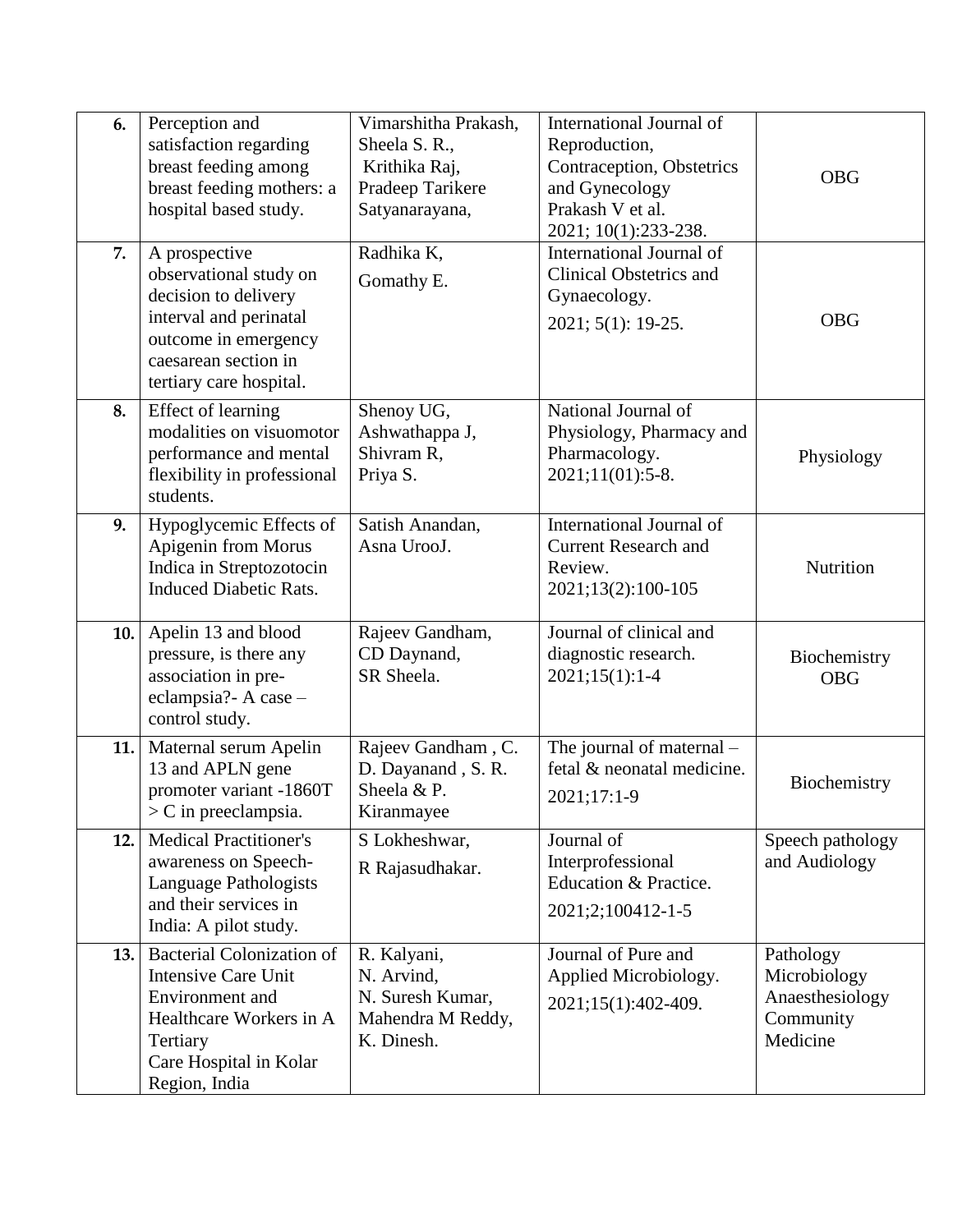| 6. | Perception and satisfaction regarding breast feeding among breast feeding mothers: a hospital based study. | Vimarshitha Prakash, Sheela S. R., Krithika Raj, Pradeep Tarikere Satyanarayana, | International Journal of Reproduction, Contraception, Obstetrics and Gynecology Prakash V et al. 2021; 10(1):233-238. | OBG |
|---|---|---|---|---|
| 7. | A prospective observational study on decision to delivery interval and perinatal outcome in emergency caesarean section in tertiary care hospital. | Radhika K, Gomathy E. | International Journal of Clinical Obstetrics and Gynaecology. 2021; 5(1): 19-25. | OBG |
| 8. | Effect of learning modalities on visuomotor performance and mental flexibility in professional students. | Shenoy UG, Ashwathappa J, Shivram R, Priya S. | National Journal of Physiology, Pharmacy and Pharmacology. 2021;11(01):5-8. | Physiology |
| 9. | Hypoglycemic Effects of Apigenin from Morus Indica in Streptozotocin Induced Diabetic Rats. | Satish Anandan, Asna UrooJ. | International Journal of Current Research and Review. 2021;13(2):100-105 | Nutrition |
| 10. | Apelin 13 and blood pressure, is there any association in pre-eclampsia?- A case – control study. | Rajeev Gandham, CD Daynand, SR Sheela. | Journal of clinical and diagnostic research. 2021;15(1):1-4 | Biochemistry OBG |
| 11. | Maternal serum Apelin 13 and APLN gene promoter variant -1860T > C in preeclampsia. | Rajeev Gandham , C. D. Dayanand , S. R. Sheela & P. Kiranmayee | The journal of maternal – fetal & neonatal medicine. 2021;17:1-9 | Biochemistry |
| 12. | Medical Practitioner's awareness on Speech-Language Pathologists and their services in India: A pilot study. | S Lokheshwar, R Rajasudhakar. | Journal of Interprofessional Education & Practice. 2021;2;100412-1-5 | Speech pathology and Audiology |
| 13. | Bacterial Colonization of Intensive Care Unit Environment and Healthcare Workers in A Tertiary Care Hospital in Kolar Region, India | R. Kalyani, N. Arvind, N. Suresh Kumar, Mahendra M Reddy, K. Dinesh. | Journal of Pure and Applied Microbiology. 2021;15(1):402-409. | Pathology Microbiology Anaesthesiology Community Medicine |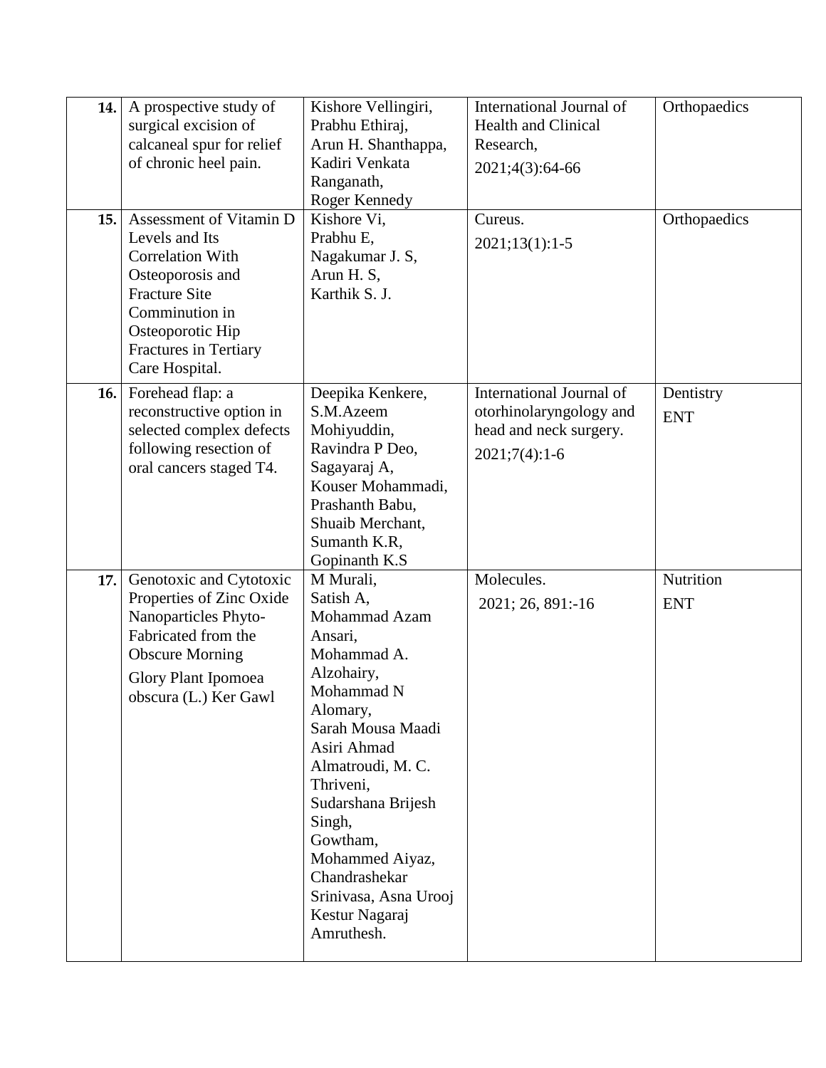| **14.** | A prospective study of surgical excision of calcaneal spur for relief of chronic heel pain. | Kishore Vellingiri, Prabhu Ethiraj, Arun H. Shanthappa, Kadiri Venkata Ranganath, Roger Kennedy | International Journal of Health and Clinical Research, 2021;4(3):64-66 | Orthopaedics |
|---|---|---|---|---|
| **15.** | Assessment of Vitamin D Levels and Its Correlation With Osteoporosis and Fracture Site Comminution in Osteoporotic Hip Fractures in Tertiary Care Hospital. | Kishore Vi, Prabhu E, Nagakumar J. S, Arun H. S, Karthik S. J. | Cureus. 2021;13(1):1-5 | Orthopaedics |
| **16.** | Forehead flap: a reconstructive option in selected complex defects following resection of oral cancers staged T4. | Deepika Kenkere, S.M.Azeem Mohiyuddin, Ravindra P Deo, Sagayaraj A, Kouser Mohammadi, Prashanth Babu, Shuaib Merchant, Sumanth K.R, Gopinanth K.S | International Journal of otorhinolaryngology and head and neck surgery. 2021;7(4):1-6 | Dentistry ENT |
| **17.** | Genotoxic and Cytotoxic Properties of Zinc Oxide Nanoparticles Phyto-Fabricated from the Obscure Morning Glory Plant Ipomoea obscura (L.) Ker Gawl | M Murali, Satish A, Mohammad Azam Ansari, Mohammad A. Alzohairy, Mohammad N Alomary, Sarah Mousa Maadi Asiri Ahmad Almatroudi, M. C. Thriveni, Sudarshana Brijesh Singh, Gowtham, Mohammed Aiyaz, Chandrashekar Srinivasa, Asna Urooj Kestur Nagaraj Amruthesh. | Molecules. 2021; 26, 891:-16 | Nutrition ENT |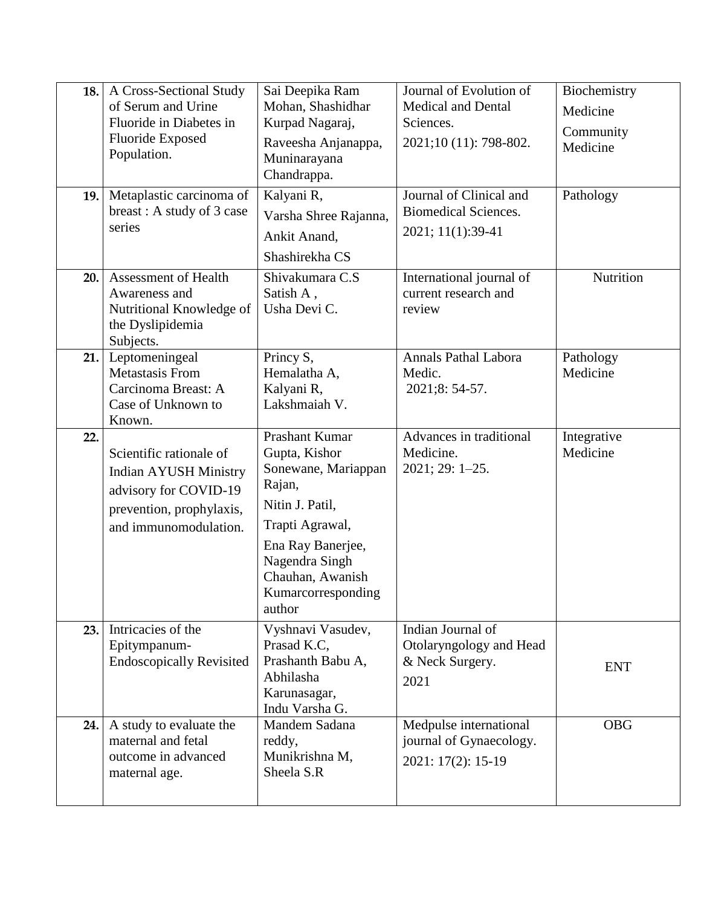| 18. | A Cross-Sectional Study of Serum and Urine Fluoride in Diabetes in Fluoride Exposed Population. | Sai Deepika Ram Mohan, Shashidhar Kurpad Nagaraj, Raveesha Anjanappa, Muninarayana Chandrappa. | Journal of Evolution of Medical and Dental Sciences. 2021;10 (11): 798-802. | Biochemistry Medicine Community Medicine |
|---|---|---|---|---|
| 19. | Metaplastic carcinoma of breast : A study of 3 case series | Kalyani R, Varsha Shree Rajanna, Ankit Anand, Shashirekha CS | Journal of Clinical and Biomedical Sciences. 2021; 11(1):39-41 | Pathology |
| 20. | Assessment of Health Awareness and Nutritional Knowledge of the Dyslipidemia Subjects. | Shivakumara C.S Satish A , Usha Devi C. | International journal of current research and review | Nutrition |
| 21. | Leptomeningeal Metastasis From Carcinoma Breast: A Case of Unknown to Known. | Princy S, Hemalatha A, Kalyani R, Lakshmaiah V. | Annals Pathal Labora Medic. 2021;8: 54-57. | Pathology Medicine |
| 22. | Scientific rationale of Indian AYUSH Ministry advisory for COVID-19 prevention, prophylaxis, and immunomodulation. | Prashant Kumar Gupta, Kishor Sonewane, Mariappan Rajan, Nitin J. Patil, Trapti Agrawal, Ena Ray Banerjee, Nagendra Singh Chauhan, Awanish Kumarcorresponding author | Advances in traditional Medicine. 2021; 29: 1–25. | Integrative Medicine |
| 23. | Intricacies of the Epitympanum-Endoscopically Revisited | Vyshnavi Vasudev, Prasad K.C, Prashanth Babu A, Abhilasha Karunasagar, Indu Varsha G. | Indian Journal of Otolaryngology and Head & Neck Surgery. 2021 | ENT |
| 24. | A study to evaluate the maternal and fetal outcome in advanced maternal age. | Mandem Sadana reddy, Munikrishna M, Sheela S.R | Medpulse international journal of Gynaecology. 2021: 17(2): 15-19 | OBG |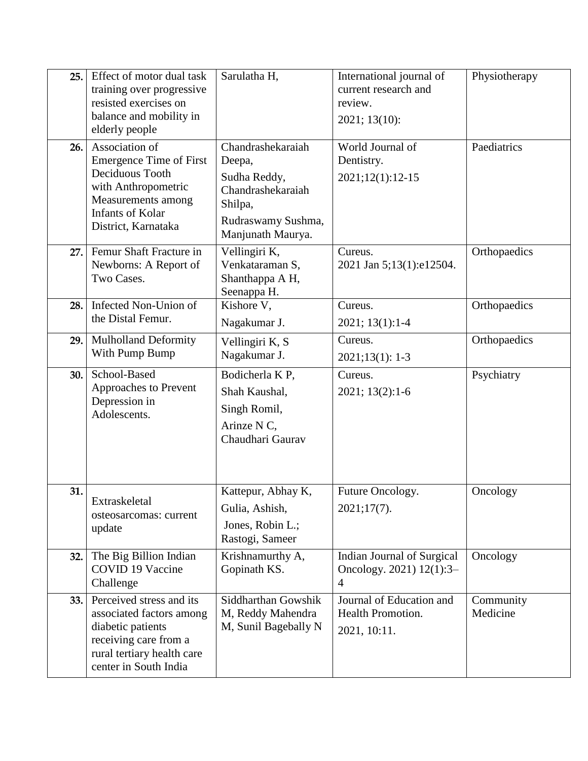| 25. | Effect of motor dual task training over progressive resisted exercises on balance and mobility in elderly people | Sarulatha H, | International journal of current research and review. 2021; 13(10): | Physiotherapy |
|---|---|---|---|---|
| 26. | Association of Emergence Time of First Deciduous Tooth with Anthropometric Measurements among Infants of Kolar District, Karnataka | Chandrashekaraiah Deepa, Sudha Reddy, Chandrashekaraiah Shilpa, Rudraswamy Sushma, Manjunath Maurya. | World Journal of Dentistry. 2021;12(1):12-15 | Paediatrics |
| 27. | Femur Shaft Fracture in Newborns: A Report of Two Cases. | Vellingiri K, Venkataraman S, Shanthappa A H, Seenappa H. | Cureus. 2021 Jan 5;13(1):e12504. | Orthopaedics |
| 28. | Infected Non-Union of the Distal Femur. | Kishore V, Nagakumar J. | Cureus. 2021; 13(1):1-4 | Orthopaedics |
| 29. | Mulholland Deformity With Pump Bump | Vellingiri K, S Nagakumar J. | Cureus. 2021;13(1): 1-3 | Orthopaedics |
| 30. | School-Based Approaches to Prevent Depression in Adolescents. | Bodicherla K P, Shah Kaushal, Singh Romil, Arinze N C, Chaudhari Gaurav | Cureus. 2021; 13(2):1-6 | Psychiatry |
| 31. | Extraskeletal osteosarcomas: current update | Kattepur, Abhay K, Gulia, Ashish, Jones, Robin L.; Rastogi, Sameer | Future Oncology. 2021;17(7). | Oncology |
| 32. | The Big Billion Indian COVID 19 Vaccine Challenge | Krishnamurthy A, Gopinath KS. | Indian Journal of Surgical Oncology. 2021) 12(1):3–4 | Oncology |
| 33. | Perceived stress and its associated factors among diabetic patients receiving care from a rural tertiary health care center in South India | Siddharthan Gowshik M, Reddy Mahendra M, Sunil Bagebally N | Journal of Education and Health Promotion. 2021, 10:11. | Community Medicine |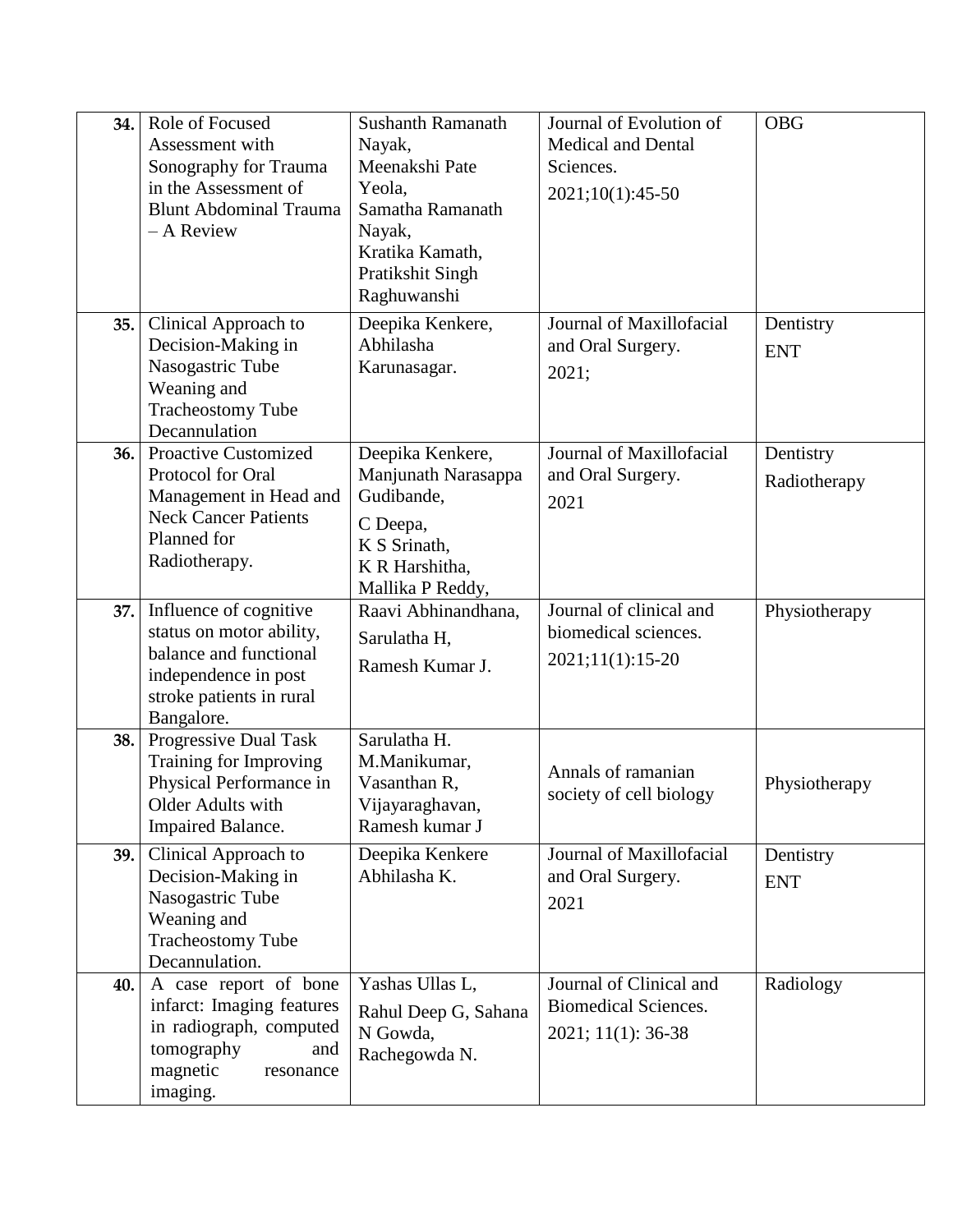| 34. | Role of Focused Assessment with Sonography for Trauma in the Assessment of Blunt Abdominal Trauma – A Review | Sushanth Ramanath Nayak, Meenakshi Pate Yeola, Samatha Ramanath Nayak, Kratika Kamath, Pratikshit Singh Raghuwanshi | Journal of Evolution of Medical and Dental Sciences. 2021;10(1):45-50 | OBG |
|---|---|---|---|---|
| 35. | Clinical Approach to Decision-Making in Nasogastric Tube Weaning and Tracheostomy Tube Decannulation | Deepika Kenkere, Abhilasha Karunasagar. | Journal of Maxillofacial and Oral Surgery. 2021; | Dentistry ENT |
| 36. | Proactive Customized Protocol for Oral Management in Head and Neck Cancer Patients Planned for Radiotherapy. | Deepika Kenkere, Manjunath Narasappa Gudibande, C Deepa, K S Srinath, K R Harshitha, Mallika P Reddy, | Journal of Maxillofacial and Oral Surgery. 2021 | Dentistry Radiotherapy |
| 37. | Influence of cognitive status on motor ability, balance and functional independence in post stroke patients in rural Bangalore. | Raavi Abhinandhana, Sarulatha H, Ramesh Kumar J. | Journal of clinical and biomedical sciences. 2021;11(1):15-20 | Physiotherapy |
| 38. | Progressive Dual Task Training for Improving Physical Performance in Older Adults with Impaired Balance. | Sarulatha H. M.Manikumar, Vasanthan R, Vijayaraghavan, Ramesh kumar J | Annals of ramanian society of cell biology | Physiotherapy |
| 39. | Clinical Approach to Decision-Making in Nasogastric Tube Weaning and Tracheostomy Tube Decannulation. | Deepika Kenkere Abhilasha K. | Journal of Maxillofacial and Oral Surgery. 2021 | Dentistry ENT |
| 40. | A case report of bone infarct: Imaging features in radiograph, computed tomography and magnetic resonance imaging. | Yashas Ullas L, Rahul Deep G, Sahana N Gowda, Rachegowda N. | Journal of Clinical and Biomedical Sciences. 2021; 11(1): 36-38 | Radiology |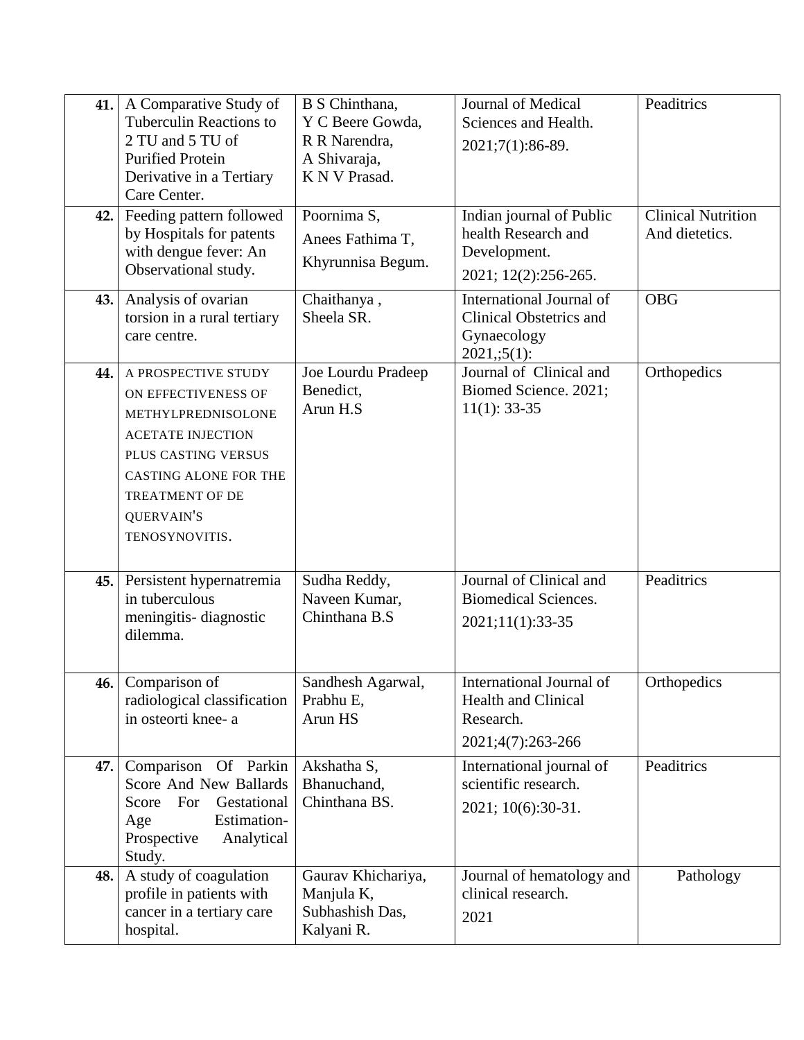| | | | | |
|---|---|---|---|---|
| **41.** | A Comparative Study of Tuberculin Reactions to 2 TU and 5 TU of Purified Protein Derivative in a Tertiary Care Center. | B S Chinthana, Y C Beere Gowda, R R Narendra, A Shivaraja, K N V Prasad. | Journal of Medical Sciences and Health. 2021;7(1):86-89. | Peaditrics |
| **42.** | Feeding pattern followed by Hospitals for patents with dengue fever: An Observational study. | Poornima S, Anees Fathima T, Khyrunnisa Begum. | Indian journal of Public health Research and Development. 2021; 12(2):256-265. | Clinical Nutrition And dietetics. |
| **43.** | Analysis of ovarian torsion in a rural tertiary care centre. | Chaithanya , Sheela SR. | International Journal of Clinical Obstetrics and Gynaecology 2021,;5(1): | OBG |
| **44.** | A PROSPECTIVE STUDY ON EFFECTIVENESS OF METHYLPREDNISOLONE ACETATE INJECTION PLUS CASTING VERSUS CASTING ALONE FOR THE TREATMENT OF DE QUERVAIN'S TENOSYNOVITIS. | Joe Lourdu Pradeep Benedict, Arun H.S | Journal of Clinical and Biomed Science. 2021; 11(1): 33-35 | Orthopedics |
| **45.** | Persistent hypernatremia in tuberculous meningitis- diagnostic dilemma. | Sudha Reddy, Naveen Kumar, Chinthana B.S | Journal of Clinical and Biomedical Sciences. 2021;11(1):33-35 | Peaditrics |
| **46.** | Comparison of radiological classification in osteorti knee- a | Sandhesh Agarwal, Prabhu E, Arun HS | International Journal of Health and Clinical Research. 2021;4(7):263-266 | Orthopedics |
| **47.** | Comparison Of Parkin Score And New Ballards Score For Gestational Age Estimation- Prospective Analytical Study. | Akshatha S, Bhanuchand, Chinthana BS. | International journal of scientific research. 2021; 10(6):30-31. | Peaditrics |
| **48.** | A study of coagulation profile in patients with cancer in a tertiary care hospital. | Gaurav Khichariya, Manjula K, Subhashish Das, Kalyani R. | Journal of hematology and clinical research. 2021 | Pathology |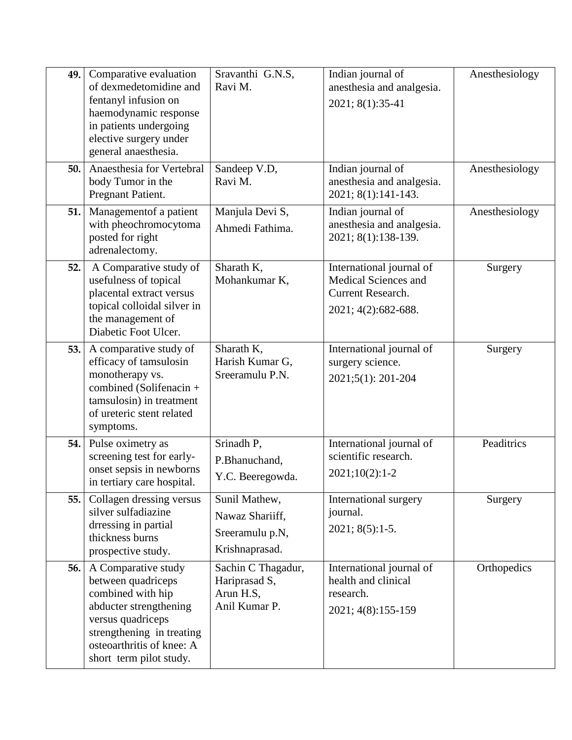| 49. | Comparative evaluation of dexmedetomidine and fentanyl infusion on haemodynamic response in patients undergoing elective surgery under general anaesthesia. | Sravanthi G.N.S, Ravi M. | Indian journal of anesthesia and analgesia. 2021; 8(1):35-41 | Anesthesiology |
|---|---|---|---|---|
| 50. | Anaesthesia for Vertebral body Tumor in the Pregnant Patient. | Sandeep V.D, Ravi M. | Indian journal of anesthesia and analgesia. 2021; 8(1):141-143. | Anesthesiology |
| 51. | Managementof a patient with pheochromocytoma posted for right adrenalectomy. | Manjula Devi S, Ahmedi Fathima. | Indian journal of anesthesia and analgesia. 2021; 8(1):138-139. | Anesthesiology |
| 52. | A Comparative study of usefulness of topical placental extract versus topical colloidal silver in the management of Diabetic Foot Ulcer. | Sharath K, Mohankumar K, | International journal of Medical Sciences and Current Research. 2021; 4(2):682-688. | Surgery |
| 53. | A comparative study of efficacy of tamsulosin monotherapy vs. combined (Solifenacin + tamsulosin) in treatment of ureteric stent related symptoms. | Sharath K, Harish Kumar G, Sreeramulu P.N. | International journal of surgery science. 2021;5(1): 201-204 | Surgery |
| 54. | Pulse oximetry as screening test for early-onset sepsis in newborns in tertiary care hospital. | Srinadh P, P.Bhanuchand, Y.C. Beeregowda. | International journal of scientific research. 2021;10(2):1-2 | Peaditrics |
| 55. | Collagen dressing versus silver sulfadiazine drressing in partial thickness burns prospective study. | Sunil Mathew, Nawaz Shariiff, Sreeramulu p.N, Krishnaprasad. | International surgery journal. 2021; 8(5):1-5. | Surgery |
| 56. | A Comparative study between quadriceps combined with hip abducter strengthening versus quadriceps strengthening in treating osteoarthritis of knee: A short term pilot study. | Sachin C Thagadur, Hariprasad S, Arun H.S, Anil Kumar P. | International journal of health and clinical research. 2021; 4(8):155-159 | Orthopedics |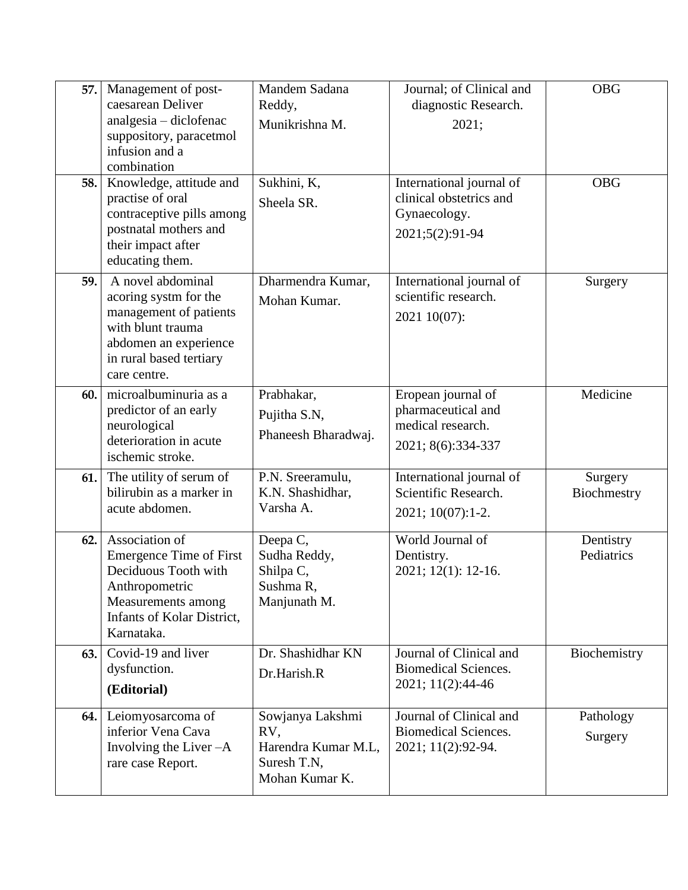| | | | | |
|---|---|---|---|---|
| **57.** | Management of post-caesarean Deliver analgesia – diclofenac suppository, paracetmol infusion and a combination | Mandem Sadana Reddy, Munikrishna M. | Journal; of Clinical and diagnostic Research. 2021; | OBG |
| **58.** | Knowledge, attitude and practise of oral contraceptive pills among postnatal mothers and their impact after educating them. | Sukhini, K, Sheela SR. | International journal of clinical obstetrics and Gynaecology. 2021;5(2):91-94 | OBG |
| **59.** | A novel abdominal acoring systm for the management of patients with blunt trauma abdomen an experience in rural based tertiary care centre. | Dharmendra Kumar, Mohan Kumar. | International journal of scientific research. 2021 10(07): | Surgery |
| **60.** | microalbuminuria as a predictor of an early neurological deterioration in acute ischemic stroke. | Prabhakar, Pujitha S.N, Phaneesh Bharadwaj. | Eropean journal of pharmaceutical and medical research. 2021; 8(6):334-337 | Medicine |
| **61.** | The utility of serum of bilirubin as a marker in acute abdomen. | P.N. Sreeramulu, K.N. Shashidhar, Varsha A. | International journal of Scientific Research. 2021; 10(07):1-2. | Surgery Biochmestry |
| **62.** | Association of Emergence Time of First Deciduous Tooth with Anthropometric Measurements among Infants of Kolar District, Karnataka. | Deepa C, Sudha Reddy, Shilpa C, Sushma R, Manjunath M. | World Journal of Dentistry. 2021; 12(1): 12-16. | Dentistry Pediatrics |
| **63.** | Covid-19 and liver dysfunction. **(Editorial)** | Dr. Shashidhar KN Dr.Harish.R | Journal of Clinical and Biomedical Sciences. 2021; 11(2):44-46 | Biochemistry |
| **64.** | Leiomyosarcoma of inferior Vena Cava Involving the Liver –A rare case Report. | Sowjanya Lakshmi RV, Harendra Kumar M.L, Suresh T.N, Mohan Kumar K. | Journal of Clinical and Biomedical Sciences. 2021; 11(2):92-94. | Pathology Surgery |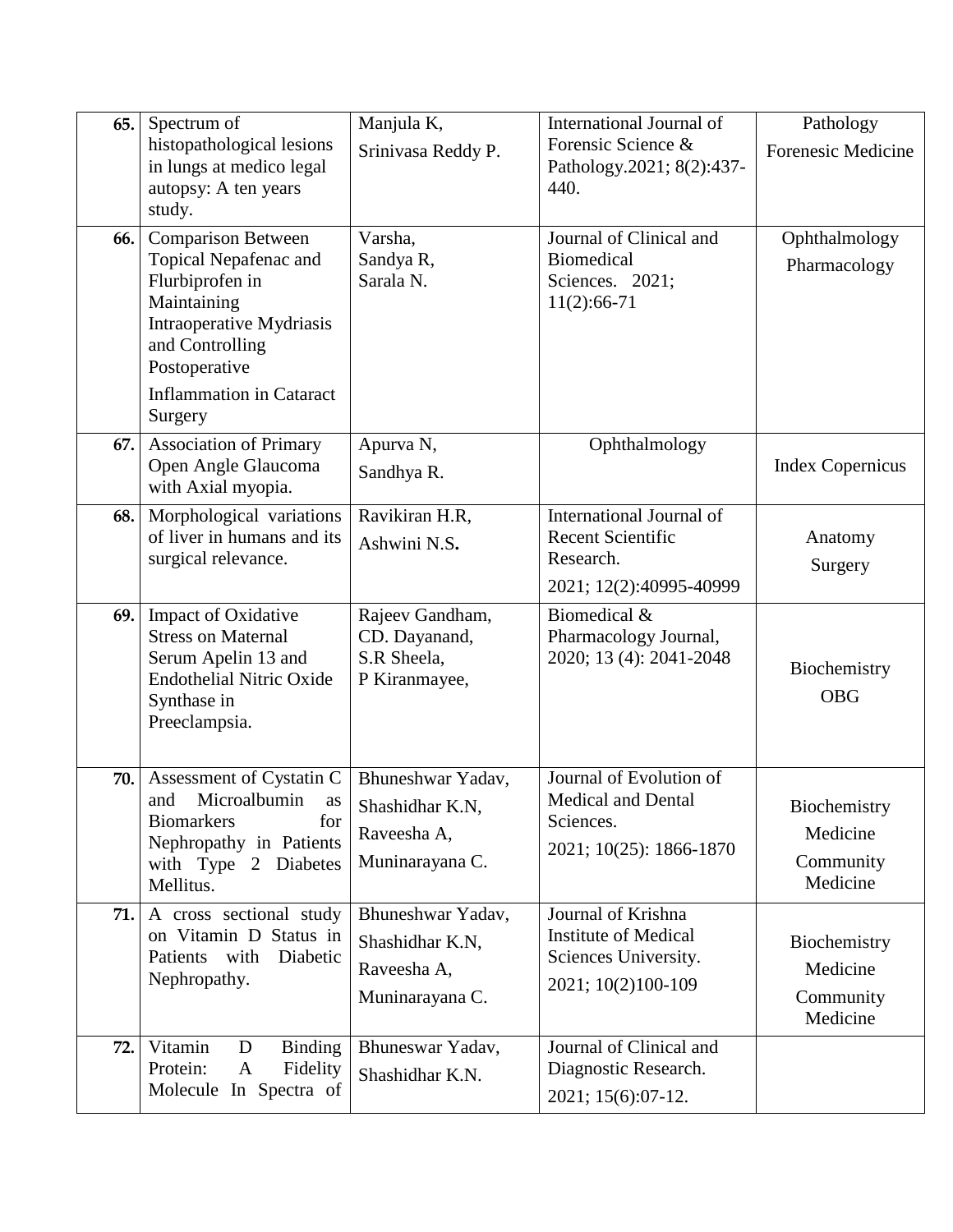| | | | | |
|---|---|---|---|---|
| **65.** | Spectrum of histopathological lesions in lungs at medico legal autopsy: A ten years study. | Manjula K, Srinivasa Reddy P. | International Journal of Forensic Science & Pathology.2021; 8(2):437-440. | Pathology Forenesic Medicine |
| **66.** | Comparison Between Topical Nepafenac and Flurbiprofen in Maintaining Intraoperative Mydriasis and Controlling Postoperative Inflammation in Cataract Surgery | Varsha, Sandya R, Sarala N. | Journal of Clinical and Biomedical Sciences. 2021; 11(2):66-71 | Ophthalmology Pharmacology |
| **67.** | Association of Primary Open Angle Glaucoma with Axial myopia. | Apurva N, Sandhya R. | Ophthalmology | Index Copernicus |
| **68.** | Morphological variations of liver in humans and its surgical relevance. | Ravikiran H.R, Ashwini N.S**.** | International Journal of Recent Scientific Research. 2021; 12(2):40995-40999 | Anatomy Surgery |
| **69.** | Impact of Oxidative Stress on Maternal Serum Apelin 13 and Endothelial Nitric Oxide Synthase in Preeclampsia. | Rajeev Gandham, CD. Dayanand, S.R Sheela, P Kiranmayee, | Biomedical & Pharmacology Journal, 2020; 13 (4): 2041-2048 | Biochemistry OBG |
| **70.** | Assessment of Cystatin C and Microalbumin as Biomarkers for Nephropathy in Patients with Type 2 Diabetes Mellitus. | Bhuneshwar Yadav, Shashidhar K.N, Raveesha A, Muninarayana C. | Journal of Evolution of Medical and Dental Sciences. 2021; 10(25): 1866-1870 | Biochemistry Medicine Community Medicine |
| **71.** | A cross sectional study on Vitamin D Status in Patients with Diabetic Nephropathy. | Bhuneshwar Yadav, Shashidhar K.N, Raveesha A, Muninarayana C. | Journal of Krishna Institute of Medical Sciences University. 2021; 10(2)100-109 | Biochemistry Medicine Community Medicine |
| **72.** | Vitamin D Binding Protein: A Fidelity Molecule In Spectra of | Bhuneswar Yadav, Shashidhar K.N. | Journal of Clinical and Diagnostic Research. 2021; 15(6):07-12. | |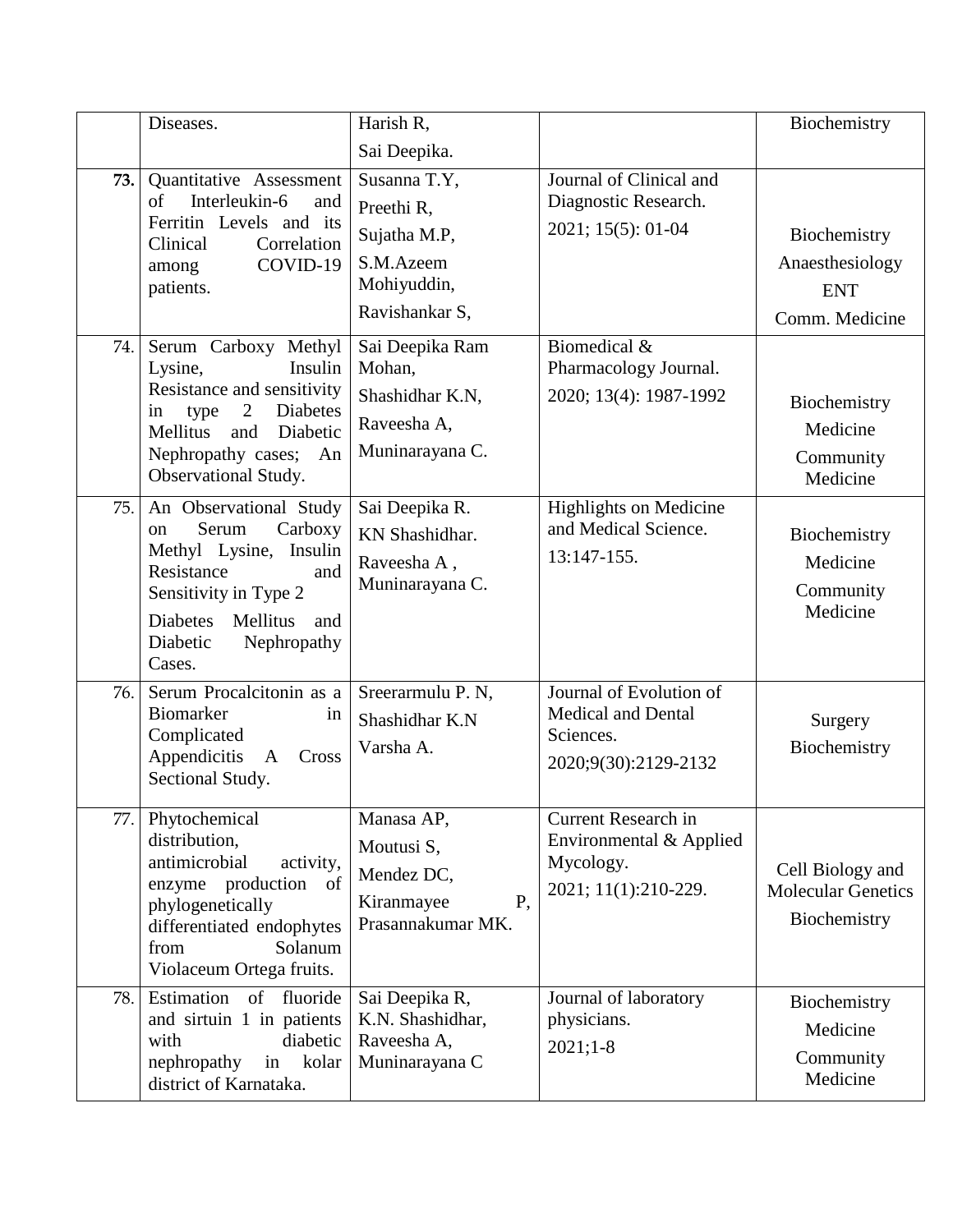| | | | | |
|---|---|---|---|---|
| | Diseases. | Harish R, Sai Deepika. | | Biochemistry |
| **73.** | Quantitative Assessment of Interleukin-6 and Ferritin Levels and its Clinical Correlation among COVID-19 patients. | Susanna T.Y, Preethi R, Sujatha M.P, S.M.Azeem Mohiyuddin, Ravishankar S, | Journal of Clinical and Diagnostic Research. 2021; 15(5): 01-04 | Biochemistry Anaesthesiology ENT Comm. Medicine |
| 74. | Serum Carboxy Methyl Lysine, Insulin Resistance and sensitivity in type 2 Diabetes Mellitus and Diabetic Nephropathy cases; An Observational Study. | Sai Deepika Ram Mohan, Shashidhar K.N, Raveesha A, Muninarayana C. | Biomedical & Pharmacology Journal. 2020; 13(4): 1987-1992 | Biochemistry Medicine Community Medicine |
| 75. | An Observational Study on Serum Carboxy Methyl Lysine, Insulin Resistance and Sensitivity in Type 2 Diabetes Mellitus and Diabetic Nephropathy Cases. | Sai Deepika R. KN Shashidhar. Raveesha A , Muninarayana C. | Highlights on Medicine and Medical Science. 13:147-155. | Biochemistry Medicine Community Medicine |
| 76. | Serum Procalcitonin as a Biomarker in Complicated Appendicitis A Cross Sectional Study. | Sreerarmulu P. N, Shashidhar K.N Varsha A. | Journal of Evolution of Medical and Dental Sciences. 2020;9(30):2129-2132 | Surgery Biochemistry |
| 77. | Phytochemical distribution, antimicrobial activity, enzyme production of phylogenetically differentiated endophytes from Solanum Violaceum Ortega fruits. | Manasa AP, Moutusi S, Mendez DC, Kiranmayee P, Prasannakumar MK. | Current Research in Environmental & Applied Mycology. 2021; 11(1):210-229. | Cell Biology and Molecular Genetics Biochemistry |
| 78. | Estimation of fluoride and sirtuin 1 in patients with diabetic nephropathy in kolar district of Karnataka. | Sai Deepika R, K.N. Shashidhar, Raveesha A, Muninarayana C | Journal of laboratory physicians. 2021;1-8 | Biochemistry Medicine Community Medicine |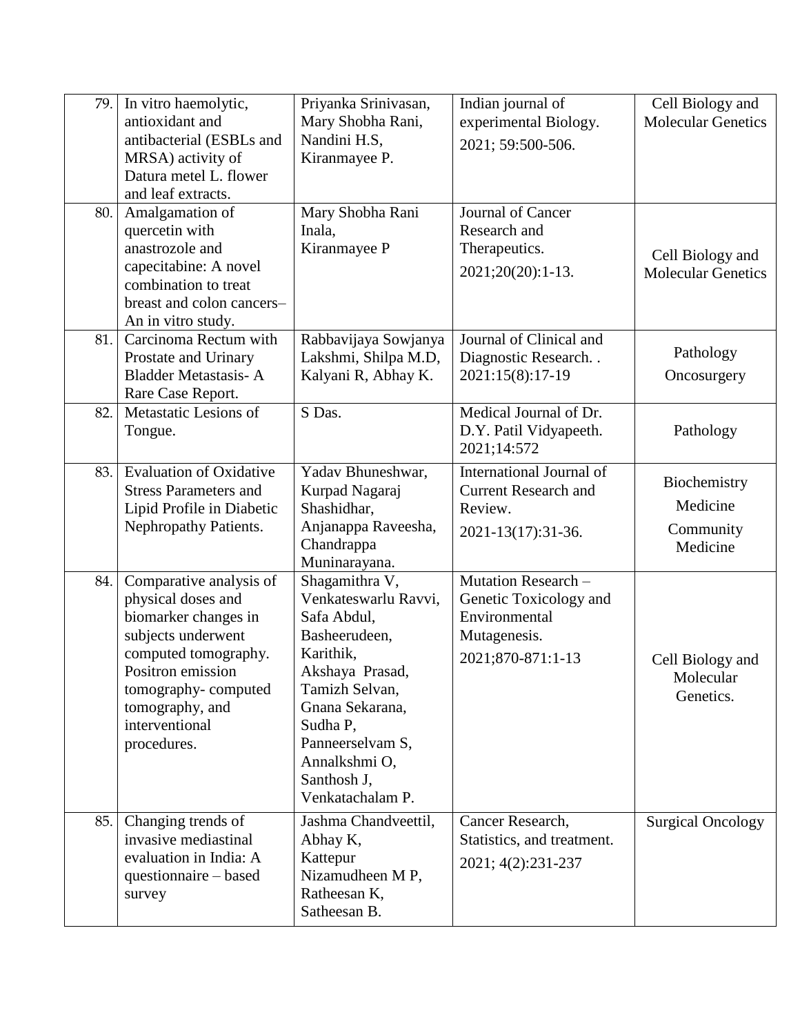| 79. | In vitro haemolytic, antioxidant and antibacterial (ESBLs and MRSA) activity of Datura metel L. flower and leaf extracts. | Priyanka Srinivasan, Mary Shobha Rani, Nandini H.S, Kiranmayee P. | Indian journal of experimental Biology. 2021; 59:500-506. | Cell Biology and Molecular Genetics |
|---|---|---|---|---|
| 80. | Amalgamation of quercetin with anastrozole and capecitabine: A novel combination to treat breast and colon cancers– An in vitro study. | Mary Shobha Rani Inala, Kiranmayee P | Journal of Cancer Research and Therapeutics. 2021;20(20):1-13. | Cell Biology and Molecular Genetics |
| 81. | Carcinoma Rectum with Prostate and Urinary Bladder Metastasis- A Rare Case Report. | Rabbavijaya Sowjanya Lakshmi, Shilpa M.D, Kalyani R, Abhay K. | Journal of Clinical and Diagnostic Research. . 2021:15(8):17-19 | Pathology Oncosurgery |
| 82. | Metastatic Lesions of Tongue. | S Das. | Medical Journal of Dr. D.Y. Patil Vidyapeeth. 2021;14:572 | Pathology |
| 83. | Evaluation of Oxidative Stress Parameters and Lipid Profile in Diabetic Nephropathy Patients. | Yadav Bhuneshwar, Kurpad Nagaraj Shashidhar, Anjanappa Raveesha, Chandrappa Muninarayana. | International Journal of Current Research and Review. 2021-13(17):31-36. | Biochemistry Medicine Community Medicine |
| 84. | Comparative analysis of physical doses and biomarker changes in subjects underwent computed tomography. Positron emission tomography- computed tomography, and interventional procedures. | Shagamithra V, Venkateswarlu Ravvi, Safa Abdul, Basheerudeen, Karithik, Akshaya Prasad, Tamizh Selvan, Gnana Sekarana, Sudha P, Panneerselvam S, Annalkshmi O, Santhosh J, Venkatachalam P. | Mutation Research – Genetic Toxicology and Environmental Mutagenesis. 2021;870-871:1-13 | Cell Biology and Molecular Genetics. |
| 85. | Changing trends of invasive mediastinal evaluation in India: A questionnaire – based survey | Jashma Chandveettil, Abhay K, Kattepur Nizamudheen M P, Ratheesan K, Satheesan B. | Cancer Research, Statistics, and treatment. 2021; 4(2):231-237 | Surgical Oncology |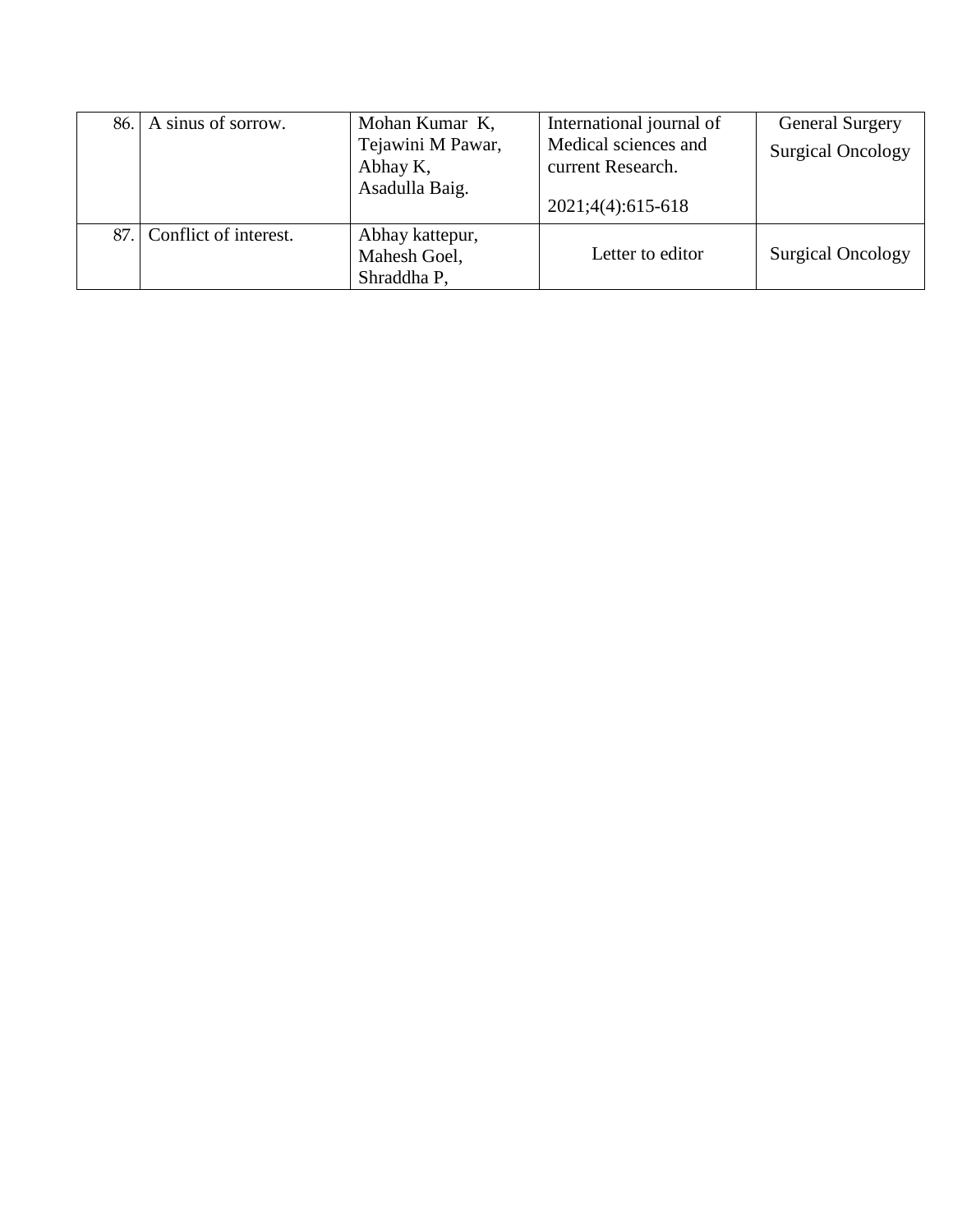| | | | | |
|---|---|---|---|---|
| 86. | A sinus of sorrow. | Mohan Kumar K, Tejawini M Pawar, Abhay K, Asadulla Baig. | International journal of Medical sciences and current Research. 2021;4(4):615-618 | General Surgery Surgical Oncology |
| 87. | Conflict of interest. | Abhay kattepur, Mahesh Goel, Shraddha P, | Letter to editor | Surgical Oncology |